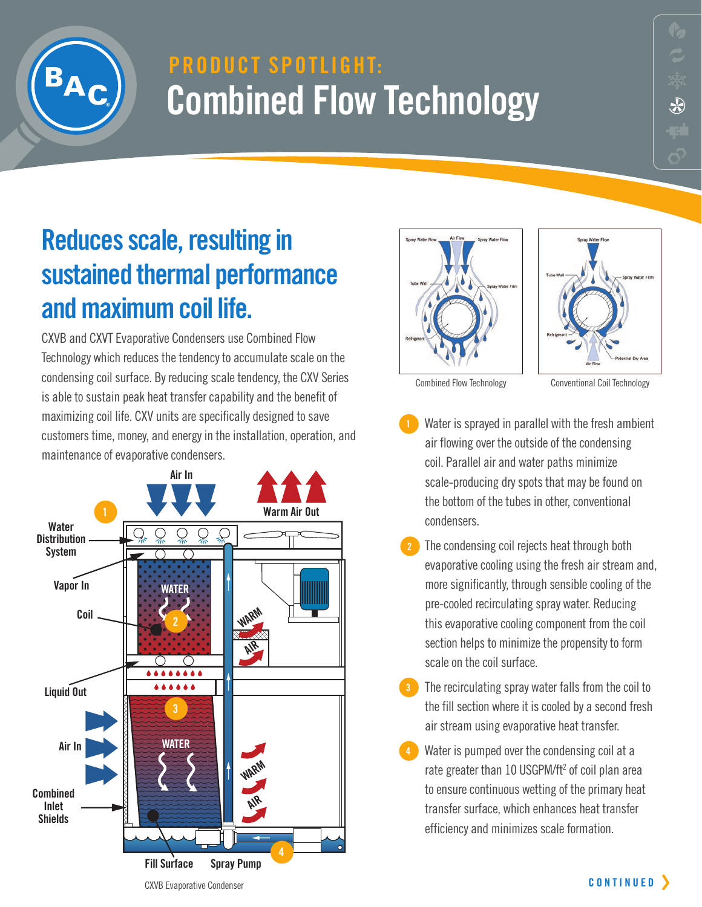PRODUCT SPOTLIGHT:

# Combined Flow Technology

## Reduces scale, resulting in sustained thermal performance and maximum coil life.

CXVB and CXVT Evaporative Condensers use Combined Flow Technology which reduces the tendency to accumulate scale on the condensing coil surface. By reducing scale tendency, the CXV Series is able to sustain peak heat transfer capability and the benefit of maximizing coil life. CXV units are specifically designed to save customers time, money, and energy in the installation, operation, and maintenance of evaporative condensers.

CXVB Evaporative Condenser

Combined Flow Technology

Conventional Coil Technology

1. Water is sprayed in parallel with the fresh ambient air flowing over the outside of the condensing coil. Parallel air and water paths minimize scale-producing dry spots that may be found on the bottom of the tubes in other, conventional condensers.
2. The condensing coil rejects heat through both evaporative cooling using the fresh air stream and, more significantly, through sensible cooling of the pre-cooled recirculating spray water. Reducing this evaporative cooling component from the coil section helps to minimize the propensity to form scale on the coil surface.
3. The recirculating spray water falls from the coil to the fill section where it is cooled by a second fresh air stream using evaporative heat transfer.
4. Water is pumped over the condensing coil at a rate greater than 10 USGPM/ft$^2$ of coil plan area to ensure continuous wetting of the primary heat transfer surface, which enhances heat transfer efficiency and minimizes scale formation.

CONTINUED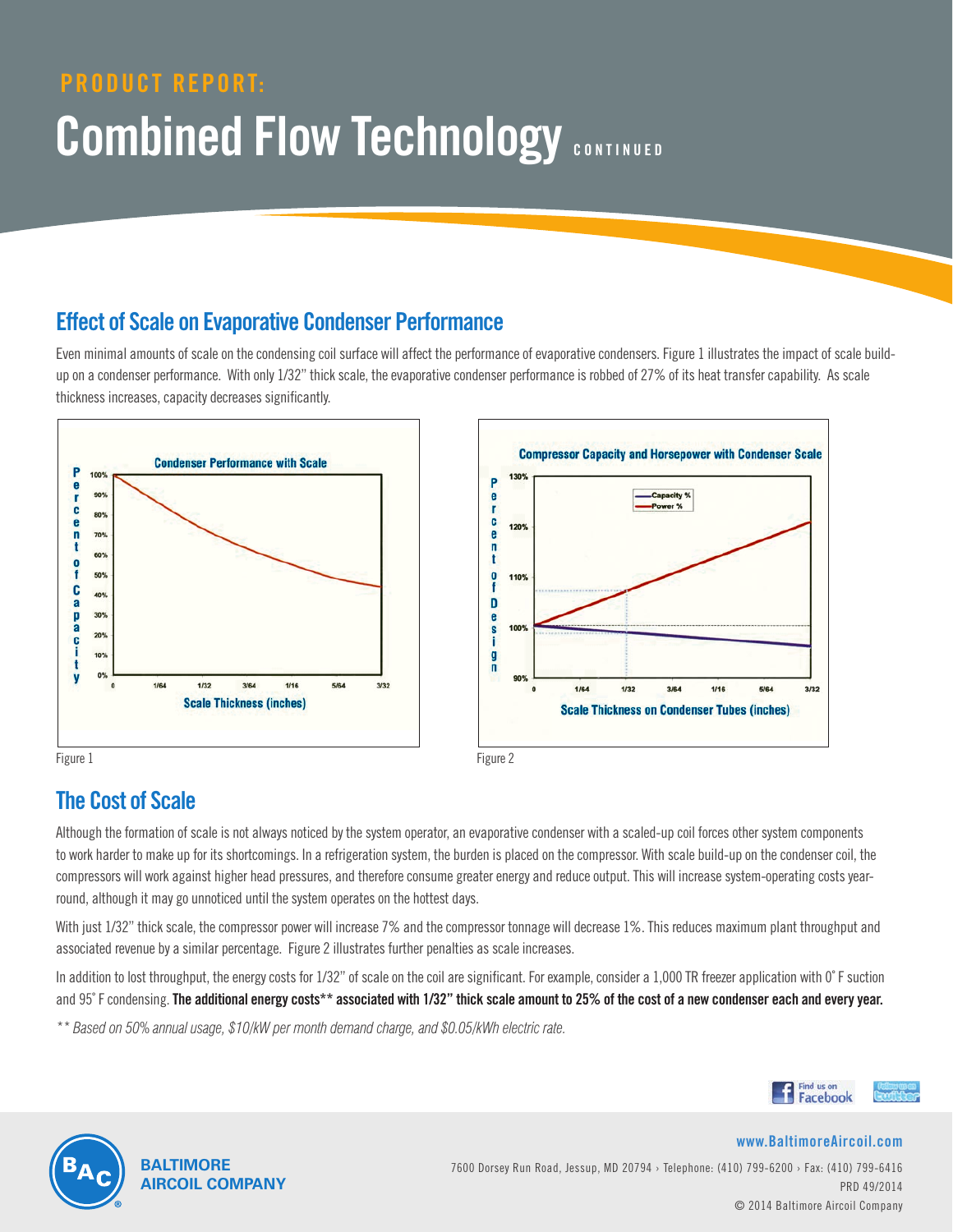PRODUCT REPORT:

# Combined Flow Technology CONTINUED

## Effect of Scale on Evaporative Condenser Performance

Even minimal amounts of scale on the condensing coil surface will affect the performance of evaporative condensers. Figure 1 illustrates the impact of scale build-up on a condenser performance. With only 1/32" thick scale, the evaporative condenser performance is robbed of 27% of its heat transfer capability. As scale thickness increases, capacity decreases significantly.

Condenser Performance with Scale

Percent of Capacity

100%
90%
80%
70%
60%
50%
40%
30%
20%
10%
0%

0
1/64
1/32
3/64
1/16
5/64
3/32

Scale Thickness (inches)

Figure 1

Compressor Capacity and Horsepower with Condenser Scale

Percent of Design

130%
120%
110%
100%
90%

Capacity %
Power %

0
1/64
1/32
3/64
1/16
5/64
3/32

Scale Thickness on Condenser Tubes (inches)

Figure 2

## The Cost of Scale

Although the formation of scale is not always noticed by the system operator, an evaporative condenser with a scaled-up coil forces other system components to work harder to make up for its shortcomings. In a refrigeration system, the burden is placed on the compressor. With scale build-up on the condenser coil, the compressors will work against higher head pressures, and therefore consume greater energy and reduce output. This will increase system-operating costs year-round, although it may go unnoticed until the system operates on the hottest days.

With just 1/32" thick scale, the compressor power will increase 7% and the compressor tonnage will decrease 1%. This reduces maximum plant throughput and associated revenue by a similar percentage. Figure 2 illustrates further penalties as scale increases.

In addition to lost throughput, the energy costs for 1/32" of scale on the coil are significant. For example, consider a 1,000 TR freezer application with 0˚ F suction and 95˚ F condensing. **The additional energy costs** associated with 1/32" thick scale amount to 25% of the cost of a new condenser each and every year.**

*** Based on 50% annual usage, $10/kW per month demand charge, and $0.05/kWh electric rate.*

Find us on Facebook | Follow us on twitter

BALTIMORE AIRCOIL COMPANY

www.BaltimoreAircoil.com

7600 Dorsey Run Road, Jessup, MD 20794 › Telephone: (410) 799-6200 › Fax: (410) 799-6416

PRD 49/2014

© 2014 Baltimore Aircoil Company